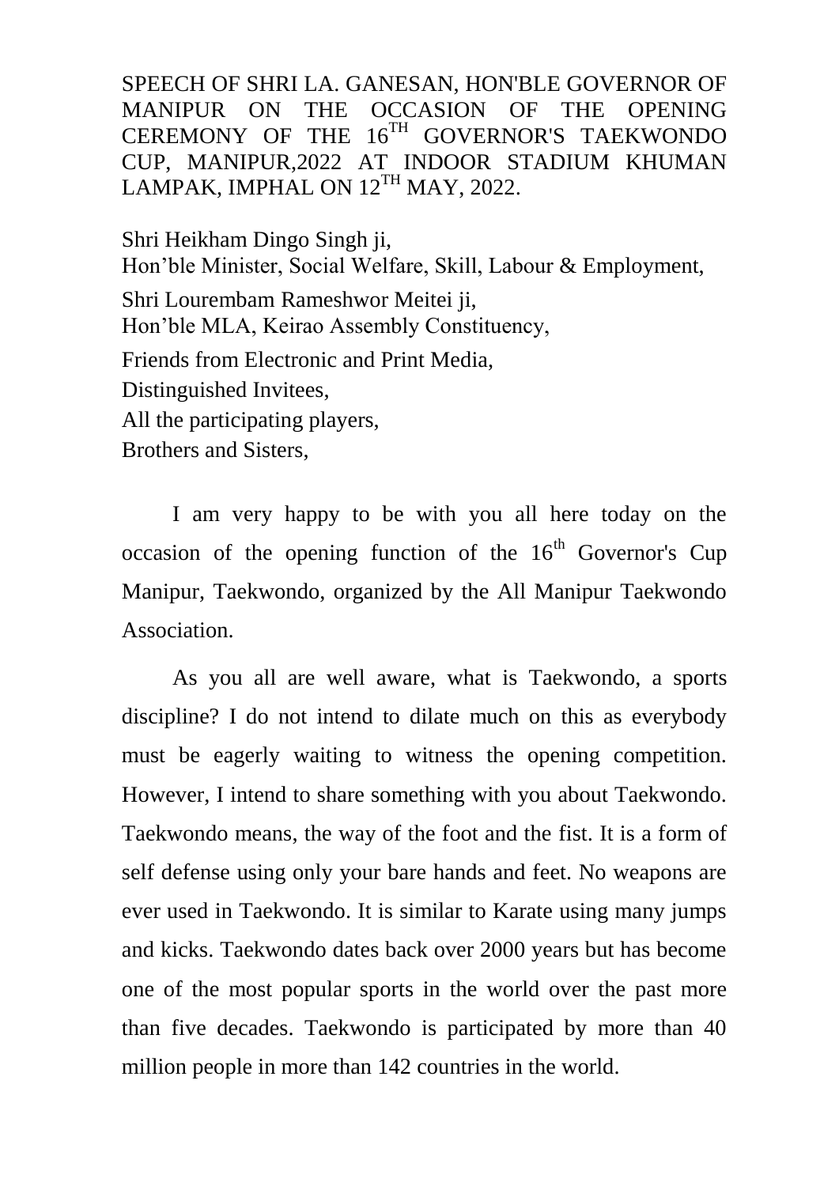# SPEECH OF SHRI LA. GANESAN, HON'BLE GOVERNOR OF MANIPUR ON THE OCCASION OF THE OPENING CEREMONY OF THE 16TH GOVERNOR'S TAEKWONDO CUP, MANIPUR,2022 AT INDOOR STADIUM KHUMAN LAMPAK, IMPHAL ON 12TH MAY, 2022.

Shri Heikham Dingo Singh ji,
Hon'ble Minister, Social Welfare, Skill, Labour & Employment,
Shri Lourembam Rameshwor Meitei ji,
Hon'ble MLA, Keirao Assembly Constituency,
Friends from Electronic and Print Media,
Distinguished Invitees,
All the participating players,
Brothers and Sisters,

I am very happy to be with you all here today on the occasion of the opening function of the 16th Governor's Cup Manipur, Taekwondo, organized by the All Manipur Taekwondo Association.

As you all are well aware, what is Taekwondo, a sports discipline? I do not intend to dilate much on this as everybody must be eagerly waiting to witness the opening competition. However, I intend to share something with you about Taekwondo. Taekwondo means, the way of the foot and the fist. It is a form of self defense using only your bare hands and feet. No weapons are ever used in Taekwondo. It is similar to Karate using many jumps and kicks. Taekwondo dates back over 2000 years but has become one of the most popular sports in the world over the past more than five decades. Taekwondo is participated by more than 40 million people in more than 142 countries in the world.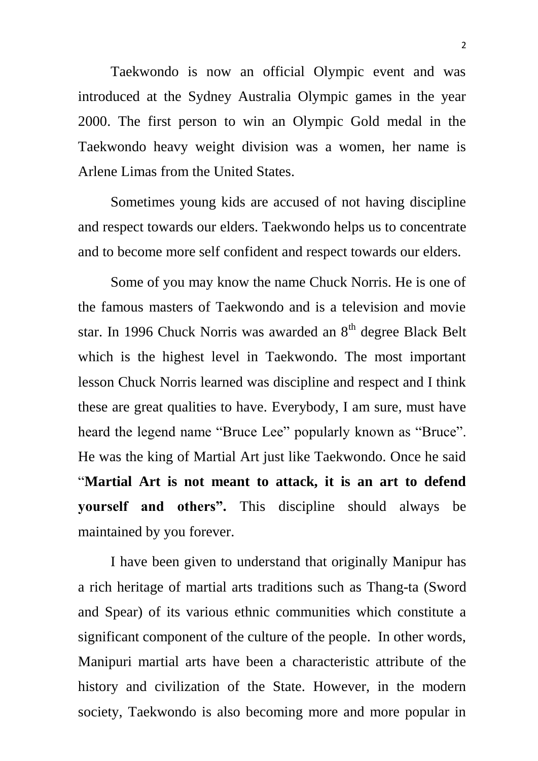Taekwondo is now an official Olympic event and was introduced at the Sydney Australia Olympic games in the year 2000. The first person to win an Olympic Gold medal in the Taekwondo heavy weight division was a women, her name is Arlene Limas from the United States.

Sometimes young kids are accused of not having discipline and respect towards our elders. Taekwondo helps us to concentrate and to become more self confident and respect towards our elders.

Some of you may know the name Chuck Norris. He is one of the famous masters of Taekwondo and is a television and movie star. In 1996 Chuck Norris was awarded an 8th degree Black Belt which is the highest level in Taekwondo. The most important lesson Chuck Norris learned was discipline and respect and I think these are great qualities to have. Everybody, I am sure, must have heard the legend name "Bruce Lee" popularly known as "Bruce". He was the king of Martial Art just like Taekwondo. Once he said "**Martial Art is not meant to attack, it is an art to defend yourself and others".** This discipline should always be maintained by you forever.

I have been given to understand that originally Manipur has a rich heritage of martial arts traditions such as Thang-ta (Sword and Spear) of its various ethnic communities which constitute a significant component of the culture of the people. In other words, Manipuri martial arts have been a characteristic attribute of the history and civilization of the State. However, in the modern society, Taekwondo is also becoming more and more popular in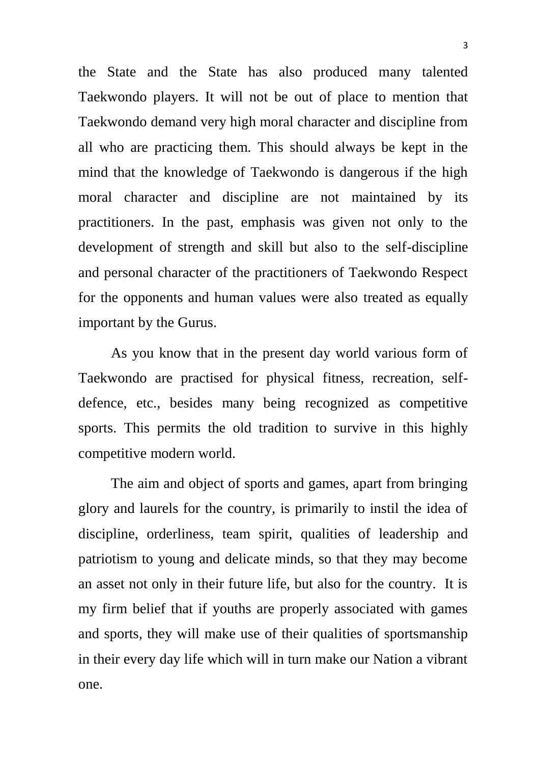the State and the State has also produced many talented Taekwondo players. It will not be out of place to mention that Taekwondo demand very high moral character and discipline from all who are practicing them. This should always be kept in the mind that the knowledge of Taekwondo is dangerous if the high moral character and discipline are not maintained by its practitioners. In the past, emphasis was given not only to the development of strength and skill but also to the self-discipline and personal character of the practitioners of Taekwondo Respect for the opponents and human values were also treated as equally important by the Gurus.

As you know that in the present day world various form of Taekwondo are practised for physical fitness, recreation, self-defence, etc., besides many being recognized as competitive sports. This permits the old tradition to survive in this highly competitive modern world.

The aim and object of sports and games, apart from bringing glory and laurels for the country, is primarily to instil the idea of discipline, orderliness, team spirit, qualities of leadership and patriotism to young and delicate minds, so that they may become an asset not only in their future life, but also for the country. It is my firm belief that if youths are properly associated with games and sports, they will make use of their qualities of sportsmanship in their every day life which will in turn make our Nation a vibrant one.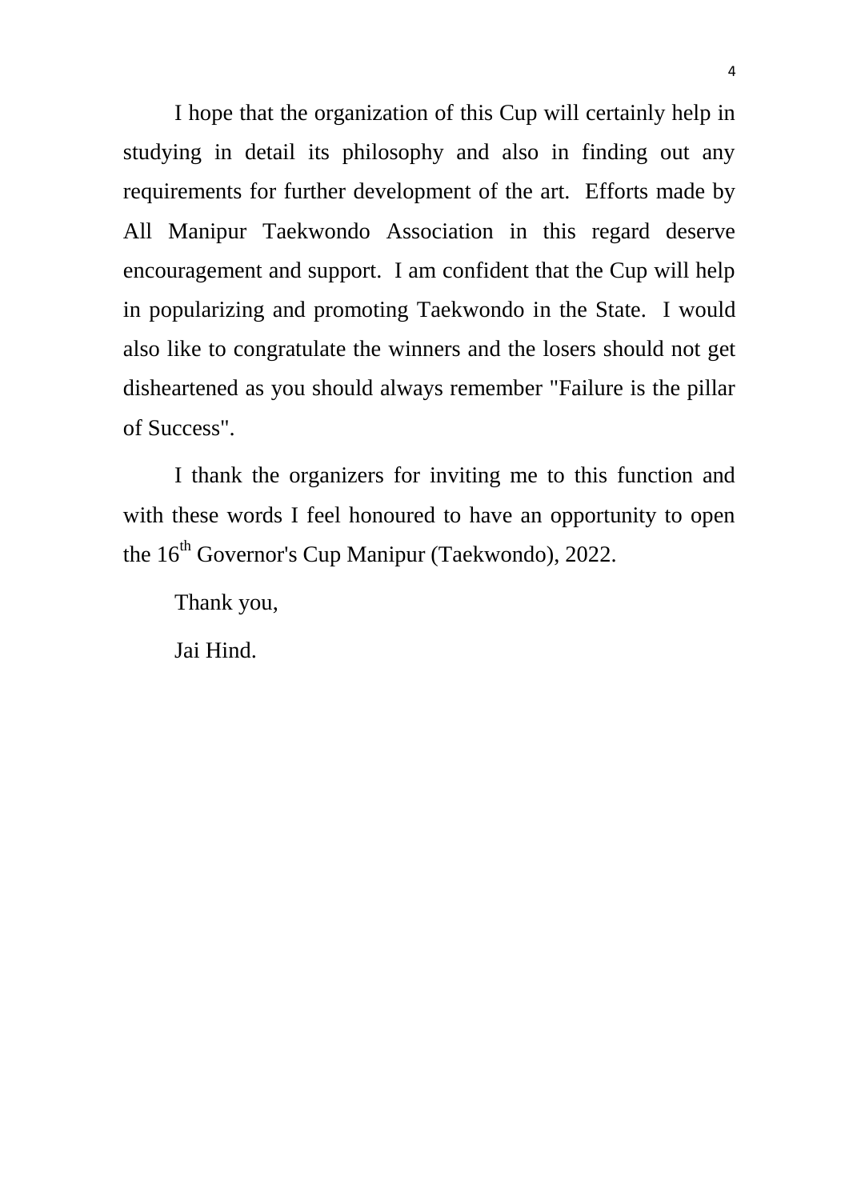I hope that the organization of this Cup will certainly help in studying in detail its philosophy and also in finding out any requirements for further development of the art. Efforts made by All Manipur Taekwondo Association in this regard deserve encouragement and support. I am confident that the Cup will help in popularizing and promoting Taekwondo in the State. I would also like to congratulate the winners and the losers should not get disheartened as you should always remember "Failure is the pillar of Success".

I thank the organizers for inviting me to this function and with these words I feel honoured to have an opportunity to open the 16th Governor's Cup Manipur (Taekwondo), 2022.

Thank you,

Jai Hind.